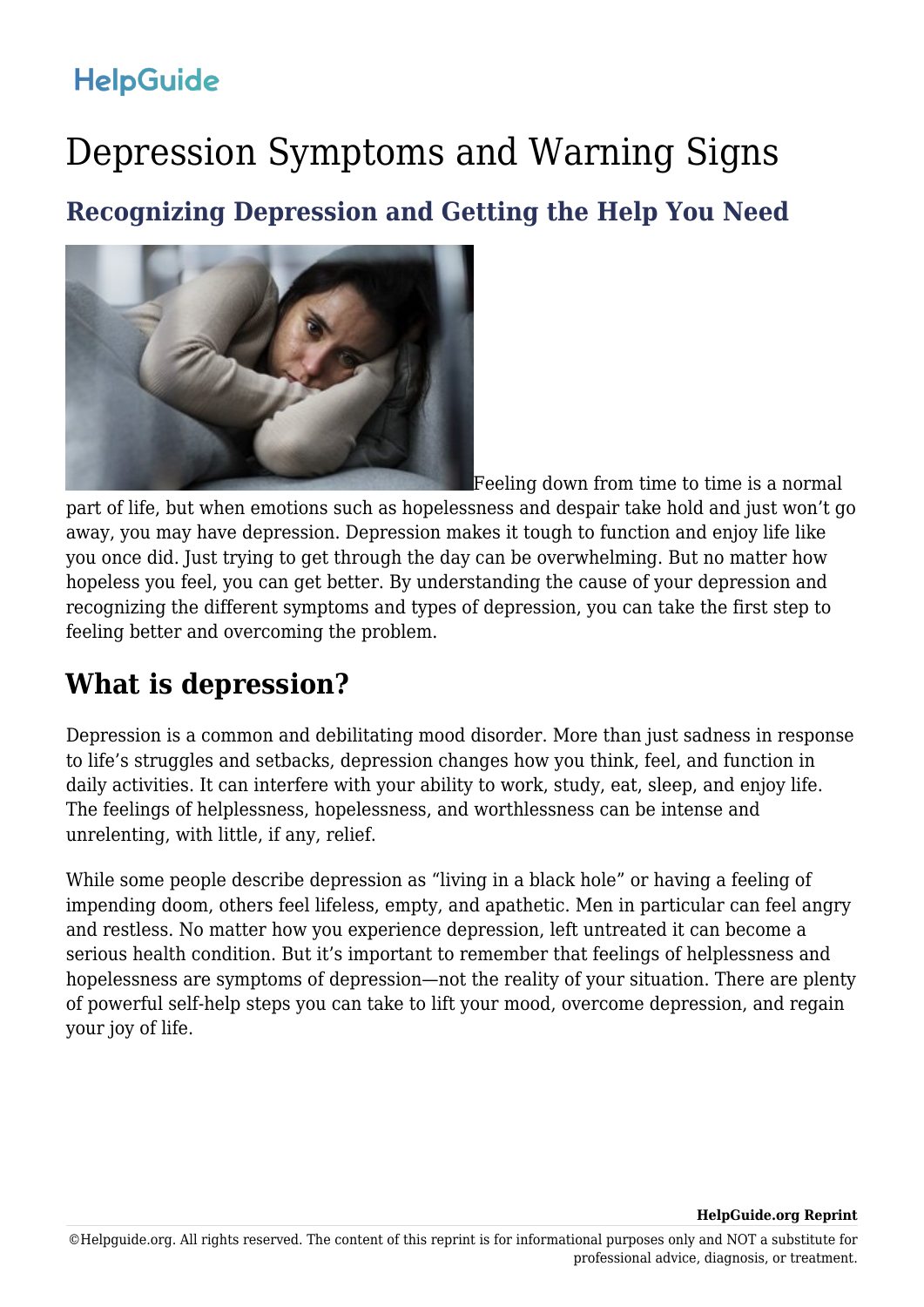HelpGuide

# Depression Symptoms and Warning Signs

## Recognizing Depression and Getting the Help You Need

Feeling down from time to time is a normal part of life, but when emotions such as hopelessness and despair take hold and just won't go away, you may have depression. Depression makes it tough to function and enjoy life like you once did. Just trying to get through the day can be overwhelming. But no matter how hopeless you feel, you can get better. By understanding the cause of your depression and recognizing the different symptoms and types of depression, you can take the first step to feeling better and overcoming the problem.

## What is depression?

Depression is a common and debilitating mood disorder. More than just sadness in response to life's struggles and setbacks, depression changes how you think, feel, and function in daily activities. It can interfere with your ability to work, study, eat, sleep, and enjoy life. The feelings of helplessness, hopelessness, and worthlessness can be intense and unrelenting, with little, if any, relief.

While some people describe depression as "living in a black hole" or having a feeling of impending doom, others feel lifeless, empty, and apathetic. Men in particular can feel angry and restless. No matter how you experience depression, left untreated it can become a serious health condition. But it's important to remember that feelings of helplessness and hopelessness are symptoms of depression—not the reality of your situation. There are plenty of powerful self-help steps you can take to lift your mood, overcome depression, and regain your joy of life.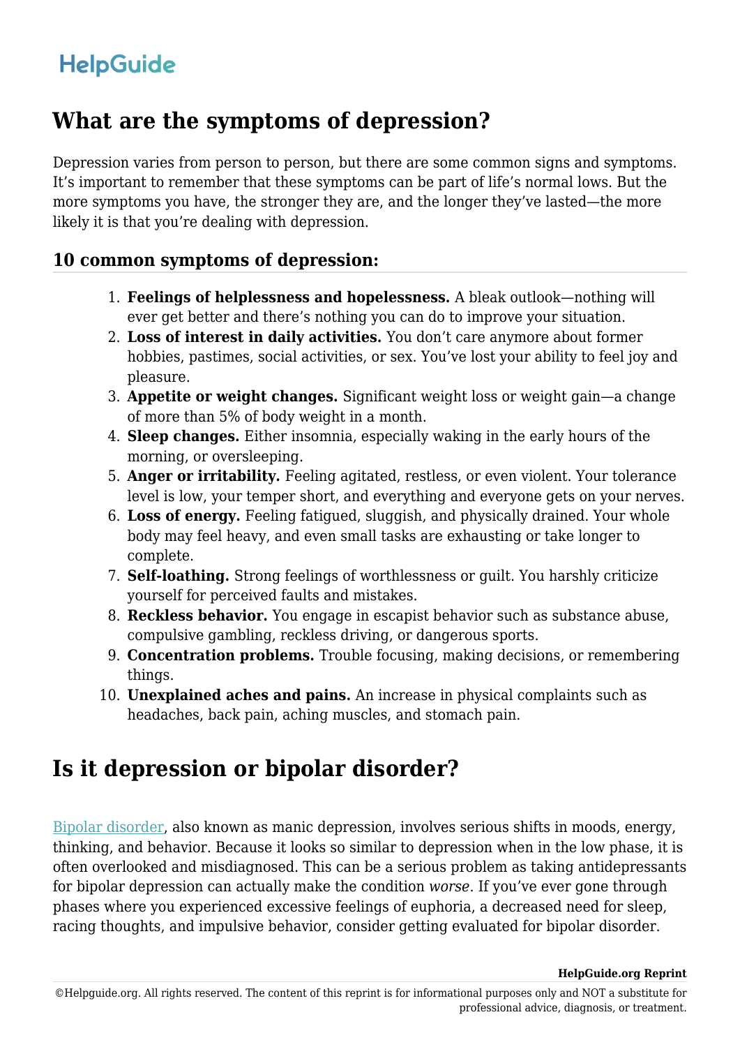## What are the symptoms of depression?

Depression varies from person to person, but there are some common signs and symptoms. It's important to remember that these symptoms can be part of life's normal lows. But the more symptoms you have, the stronger they are, and the longer they've lasted—the more likely it is that you're dealing with depression.

### 10 common symptoms of depression:

1. **Feelings of helplessness and hopelessness.** A bleak outlook—nothing will ever get better and there's nothing you can do to improve your situation.
2. **Loss of interest in daily activities.** You don't care anymore about former hobbies, pastimes, social activities, or sex. You've lost your ability to feel joy and pleasure.
3. **Appetite or weight changes.** Significant weight loss or weight gain—a change of more than 5% of body weight in a month.
4. **Sleep changes.** Either insomnia, especially waking in the early hours of the morning, or oversleeping.
5. **Anger or irritability.** Feeling agitated, restless, or even violent. Your tolerance level is low, your temper short, and everything and everyone gets on your nerves.
6. **Loss of energy.** Feeling fatigued, sluggish, and physically drained. Your whole body may feel heavy, and even small tasks are exhausting or take longer to complete.
7. **Self-loathing.** Strong feelings of worthlessness or guilt. You harshly criticize yourself for perceived faults and mistakes.
8. **Reckless behavior.** You engage in escapist behavior such as substance abuse, compulsive gambling, reckless driving, or dangerous sports.
9. **Concentration problems.** Trouble focusing, making decisions, or remembering things.
10. **Unexplained aches and pains.** An increase in physical complaints such as headaches, back pain, aching muscles, and stomach pain.

## Is it depression or bipolar disorder?

Bipolar disorder, also known as manic depression, involves serious shifts in moods, energy, thinking, and behavior. Because it looks so similar to depression when in the low phase, it is often overlooked and misdiagnosed. This can be a serious problem as taking antidepressants for bipolar depression can actually make the condition *worse*. If you've ever gone through phases where you experienced excessive feelings of euphoria, a decreased need for sleep, racing thoughts, and impulsive behavior, consider getting evaluated for bipolar disorder.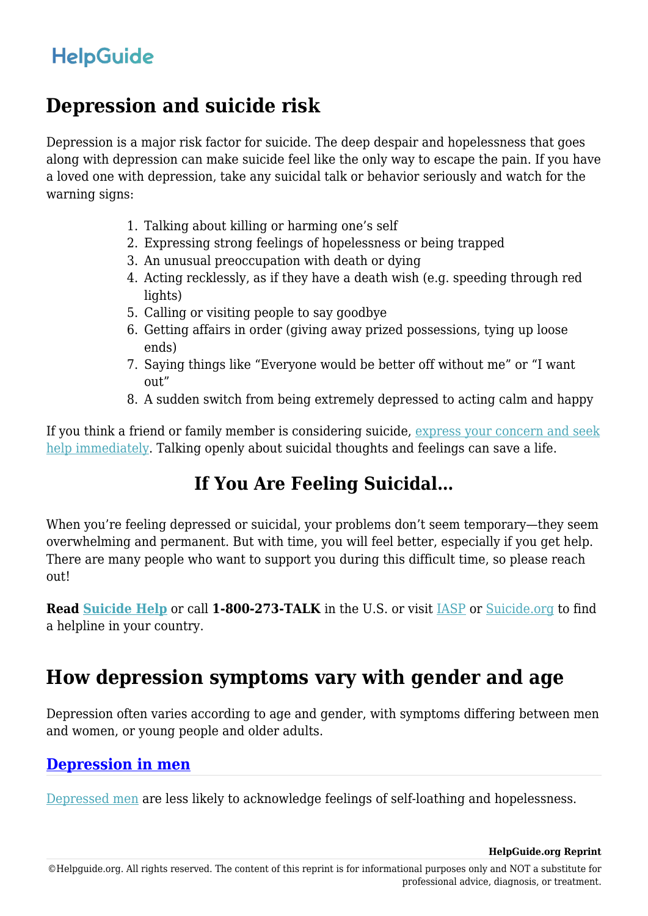## Depression and suicide risk

Depression is a major risk factor for suicide. The deep despair and hopelessness that goes along with depression can make suicide feel like the only way to escape the pain. If you have a loved one with depression, take any suicidal talk or behavior seriously and watch for the warning signs:

1. Talking about killing or harming one's self
2. Expressing strong feelings of hopelessness or being trapped
3. An unusual preoccupation with death or dying
4. Acting recklessly, as if they have a death wish (e.g. speeding through red lights)
5. Calling or visiting people to say goodbye
6. Getting affairs in order (giving away prized possessions, tying up loose ends)
7. Saying things like "Everyone would be better off without me" or "I want out"
8. A sudden switch from being extremely depressed to acting calm and happy

If you think a friend or family member is considering suicide, express your concern and seek help immediately. Talking openly about suicidal thoughts and feelings can save a life.

### If You Are Feeling Suicidal…

When you're feeling depressed or suicidal, your problems don't seem temporary—they seem overwhelming and permanent. But with time, you will feel better, especially if you get help. There are many people who want to support you during this difficult time, so please reach out!

**Read Suicide Help** or call **1-800-273-TALK** in the U.S. or visit IASP or Suicide.org to find a helpline in your country.

## How depression symptoms vary with gender and age

Depression often varies according to age and gender, with symptoms differing between men and women, or young people and older adults.

### Depression in men

Depressed men are less likely to acknowledge feelings of self-loathing and hopelessness.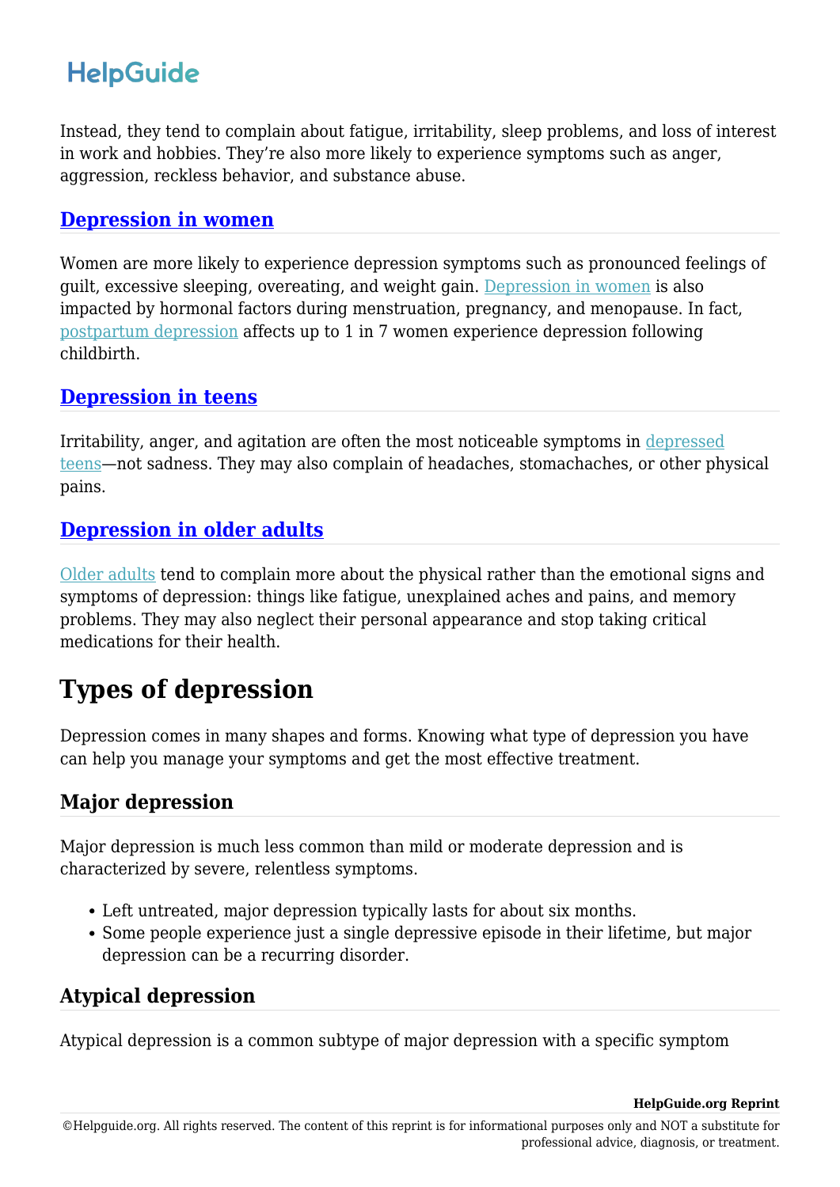Instead, they tend to complain about fatigue, irritability, sleep problems, and loss of interest in work and hobbies. They're also more likely to experience symptoms such as anger, aggression, reckless behavior, and substance abuse.

### [Depression in women]

Women are more likely to experience depression symptoms such as pronounced feelings of guilt, excessive sleeping, overeating, and weight gain. [Depression in women] is also impacted by hormonal factors during menstruation, pregnancy, and menopause. In fact, [postpartum depression] affects up to 1 in 7 women experience depression following childbirth.

### [Depression in teens]

Irritability, anger, and agitation are often the most noticeable symptoms in [depressed teens]—not sadness. They may also complain of headaches, stomachaches, or other physical pains.

### [Depression in older adults]

[Older adults] tend to complain more about the physical rather than the emotional signs and symptoms of depression: things like fatigue, unexplained aches and pains, and memory problems. They may also neglect their personal appearance and stop taking critical medications for their health.

## Types of depression

Depression comes in many shapes and forms. Knowing what type of depression you have can help you manage your symptoms and get the most effective treatment.

### Major depression

Major depression is much less common than mild or moderate depression and is characterized by severe, relentless symptoms.

- Left untreated, major depression typically lasts for about six months.
- Some people experience just a single depressive episode in their lifetime, but major depression can be a recurring disorder.

### Atypical depression

Atypical depression is a common subtype of major depression with a specific symptom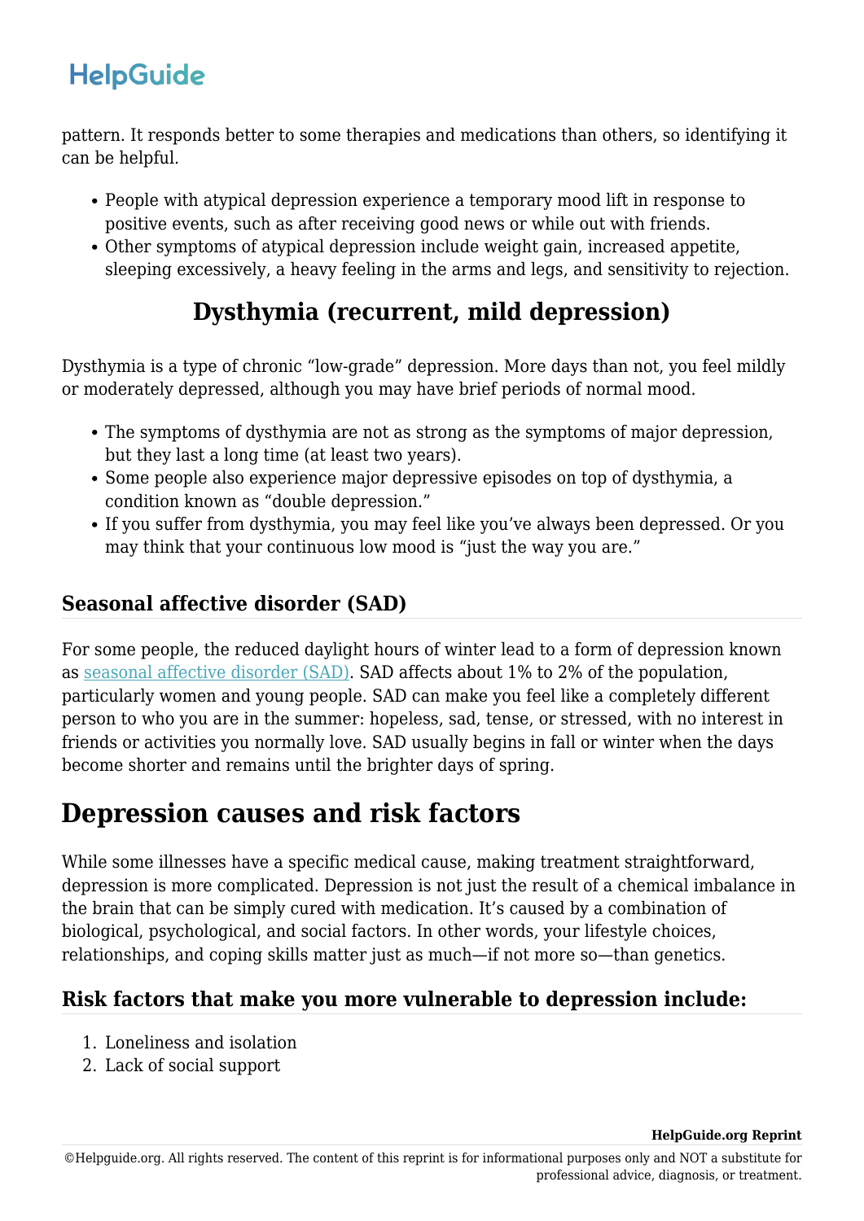pattern. It responds better to some therapies and medications than others, so identifying it can be helpful.

- People with atypical depression experience a temporary mood lift in response to positive events, such as after receiving good news or while out with friends.
- Other symptoms of atypical depression include weight gain, increased appetite, sleeping excessively, a heavy feeling in the arms and legs, and sensitivity to rejection.

## Dysthymia (recurrent, mild depression)

Dysthymia is a type of chronic "low-grade" depression. More days than not, you feel mildly or moderately depressed, although you may have brief periods of normal mood.

- The symptoms of dysthymia are not as strong as the symptoms of major depression, but they last a long time (at least two years).
- Some people also experience major depressive episodes on top of dysthymia, a condition known as "double depression."
- If you suffer from dysthymia, you may feel like you've always been depressed. Or you may think that your continuous low mood is "just the way you are."

### Seasonal affective disorder (SAD)

For some people, the reduced daylight hours of winter lead to a form of depression known as [seasonal affective disorder (SAD)](). SAD affects about 1% to 2% of the population, particularly women and young people. SAD can make you feel like a completely different person to who you are in the summer: hopeless, sad, tense, or stressed, with no interest in friends or activities you normally love. SAD usually begins in fall or winter when the days become shorter and remains until the brighter days of spring.

# Depression causes and risk factors

While some illnesses have a specific medical cause, making treatment straightforward, depression is more complicated. Depression is not just the result of a chemical imbalance in the brain that can be simply cured with medication. It's caused by a combination of biological, psychological, and social factors. In other words, your lifestyle choices, relationships, and coping skills matter just as much—if not more so—than genetics.

### Risk factors that make you more vulnerable to depression include:

1. Loneliness and isolation
2. Lack of social support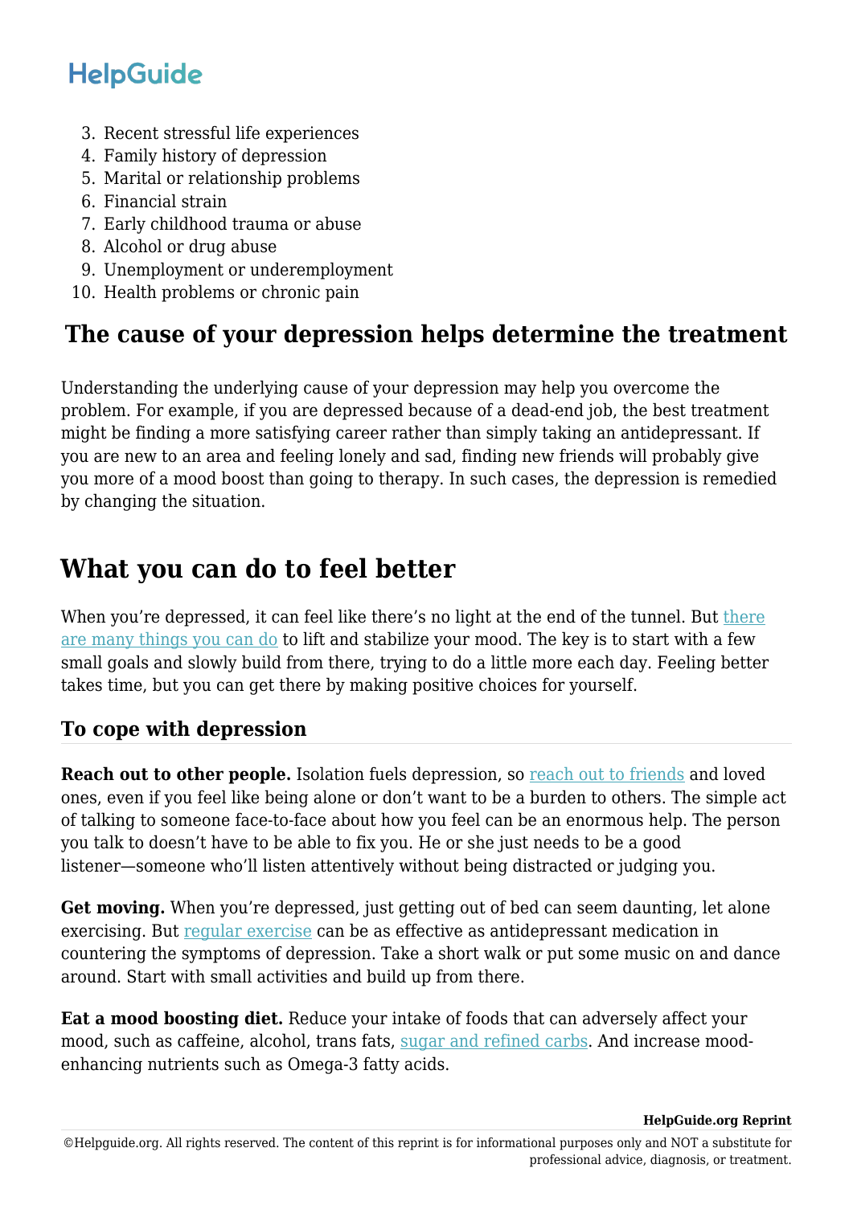3. Recent stressful life experiences
4. Family history of depression
5. Marital or relationship problems
6. Financial strain
7. Early childhood trauma or abuse
8. Alcohol or drug abuse
9. Unemployment or underemployment
10. Health problems or chronic pain

### The cause of your depression helps determine the treatment

Understanding the underlying cause of your depression may help you overcome the problem. For example, if you are depressed because of a dead-end job, the best treatment might be finding a more satisfying career rather than simply taking an antidepressant. If you are new to an area and feeling lonely and sad, finding new friends will probably give you more of a mood boost than going to therapy. In such cases, the depression is remedied by changing the situation.

## What you can do to feel better

When you're depressed, it can feel like there's no light at the end of the tunnel. But there are many things you can do to lift and stabilize your mood. The key is to start with a few small goals and slowly build from there, trying to do a little more each day. Feeling better takes time, but you can get there by making positive choices for yourself.

### To cope with depression

**Reach out to other people.** Isolation fuels depression, so reach out to friends and loved ones, even if you feel like being alone or don't want to be a burden to others. The simple act of talking to someone face-to-face about how you feel can be an enormous help. The person you talk to doesn't have to be able to fix you. He or she just needs to be a good listener—someone who'll listen attentively without being distracted or judging you.

**Get moving.** When you're depressed, just getting out of bed can seem daunting, let alone exercising. But regular exercise can be as effective as antidepressant medication in countering the symptoms of depression. Take a short walk or put some music on and dance around. Start with small activities and build up from there.

**Eat a mood boosting diet.** Reduce your intake of foods that can adversely affect your mood, such as caffeine, alcohol, trans fats, sugar and refined carbs. And increase mood-enhancing nutrients such as Omega-3 fatty acids.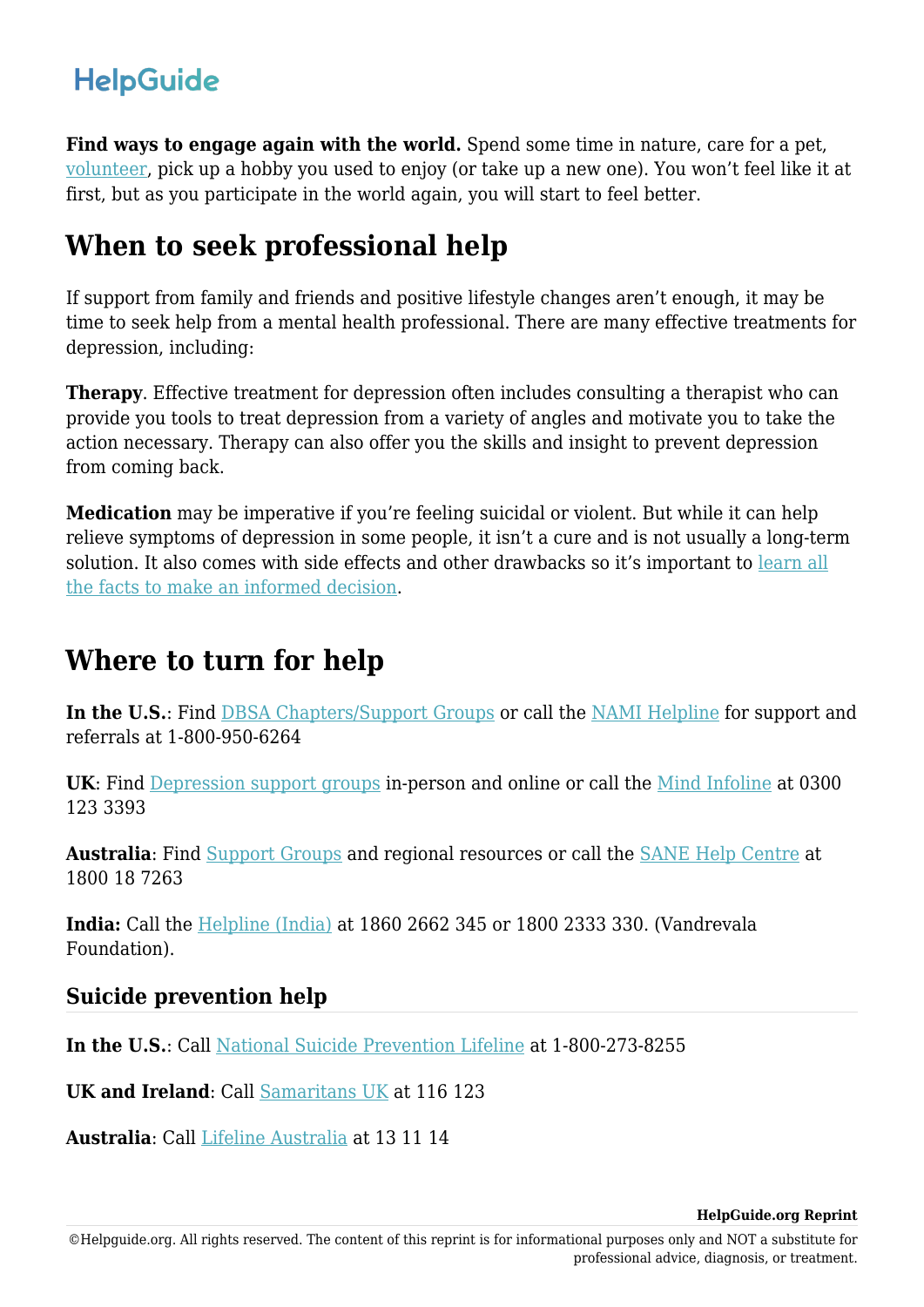**Find ways to engage again with the world.** Spend some time in nature, care for a pet, volunteer, pick up a hobby you used to enjoy (or take up a new one). You won't feel like it at first, but as you participate in the world again, you will start to feel better.

## When to seek professional help

If support from family and friends and positive lifestyle changes aren't enough, it may be time to seek help from a mental health professional. There are many effective treatments for depression, including:

**Therapy**. Effective treatment for depression often includes consulting a therapist who can provide you tools to treat depression from a variety of angles and motivate you to take the action necessary. Therapy can also offer you the skills and insight to prevent depression from coming back.

**Medication** may be imperative if you're feeling suicidal or violent. But while it can help relieve symptoms of depression in some people, it isn't a cure and is not usually a long-term solution. It also comes with side effects and other drawbacks so it's important to learn all the facts to make an informed decision.

## Where to turn for help

**In the U.S.**: Find DBSA Chapters/Support Groups or call the NAMI Helpline for support and referrals at 1-800-950-6264

**UK**: Find Depression support groups in-person and online or call the Mind Infoline at 0300 123 3393

**Australia**: Find Support Groups and regional resources or call the SANE Help Centre at 1800 18 7263

**India:** Call the Helpline (India) at 1860 2662 345 or 1800 2333 330. (Vandrevala Foundation).

### Suicide prevention help

**In the U.S.**: Call National Suicide Prevention Lifeline at 1-800-273-8255

**UK and Ireland**: Call Samaritans UK at 116 123

**Australia**: Call Lifeline Australia at 13 11 14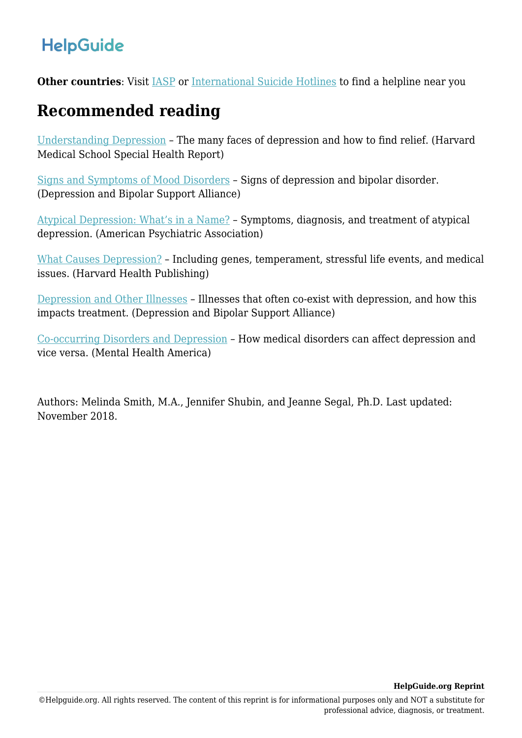**Other countries**: Visit IASP or International Suicide Hotlines to find a helpline near you

## Recommended reading

Understanding Depression – The many faces of depression and how to find relief. (Harvard Medical School Special Health Report)

Signs and Symptoms of Mood Disorders – Signs of depression and bipolar disorder. (Depression and Bipolar Support Alliance)

Atypical Depression: What's in a Name? – Symptoms, diagnosis, and treatment of atypical depression. (American Psychiatric Association)

What Causes Depression? – Including genes, temperament, stressful life events, and medical issues. (Harvard Health Publishing)

Depression and Other Illnesses – Illnesses that often co-exist with depression, and how this impacts treatment. (Depression and Bipolar Support Alliance)

Co-occurring Disorders and Depression – How medical disorders can affect depression and vice versa. (Mental Health America)

Authors: Melinda Smith, M.A., Jennifer Shubin, and Jeanne Segal, Ph.D. Last updated: November 2018.